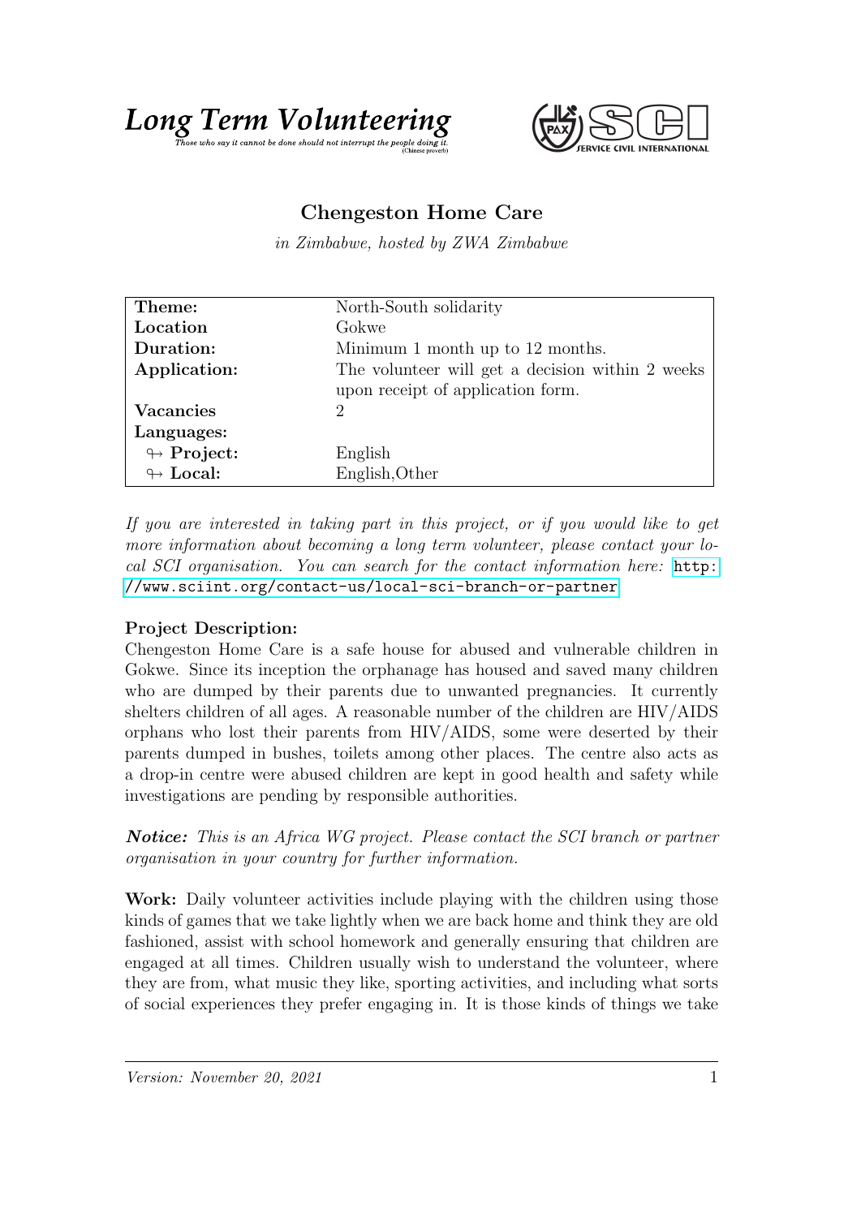**Long Term Volunteering**
*Those who say it cannot be done should not interrupt the people doing it.* (Chinese proverb)

SERVICE CIVIL INTERNATIONAL

# Chengeston Home Care

*in Zimbabwe, hosted by ZWA Zimbabwe*

| | |
|---|---|
| **Theme:** | North-South solidarity |
| **Location** | Gokwe |
| **Duration:** | Minimum 1 month up to 12 months. |
| **Application:** | The volunteer will get a decision within 2 weeks upon receipt of application form. |
| **Vacancies** | 2 |
| **Languages:** | |
| ↬ **Project:** | English |
| ↬ **Local:** | English,Other |

*If you are interested in taking part in this project, or if you would like to get more information about becoming a long term volunteer, please contact your local SCI organisation. You can search for the contact information here:* http://www.sciint.org/contact-us/local-sci-branch-or-partner

**Project Description:**
Chengeston Home Care is a safe house for abused and vulnerable children in Gokwe. Since its inception the orphanage has housed and saved many children who are dumped by their parents due to unwanted pregnancies. It currently shelters children of all ages. A reasonable number of the children are HIV/AIDS orphans who lost their parents from HIV/AIDS, some were deserted by their parents dumped in bushes, toilets among other places. The centre also acts as a drop-in centre were abused children are kept in good health and safety while investigations are pending by responsible authorities.

***Notice:*** *This is an Africa WG project. Please contact the SCI branch or partner organisation in your country for further information.*

**Work:** Daily volunteer activities include playing with the children using those kinds of games that we take lightly when we are back home and think they are old fashioned, assist with school homework and generally ensuring that children are engaged at all times. Children usually wish to understand the volunteer, where they are from, what music they like, sporting activities, and including what sorts of social experiences they prefer engaging in. It is those kinds of things we take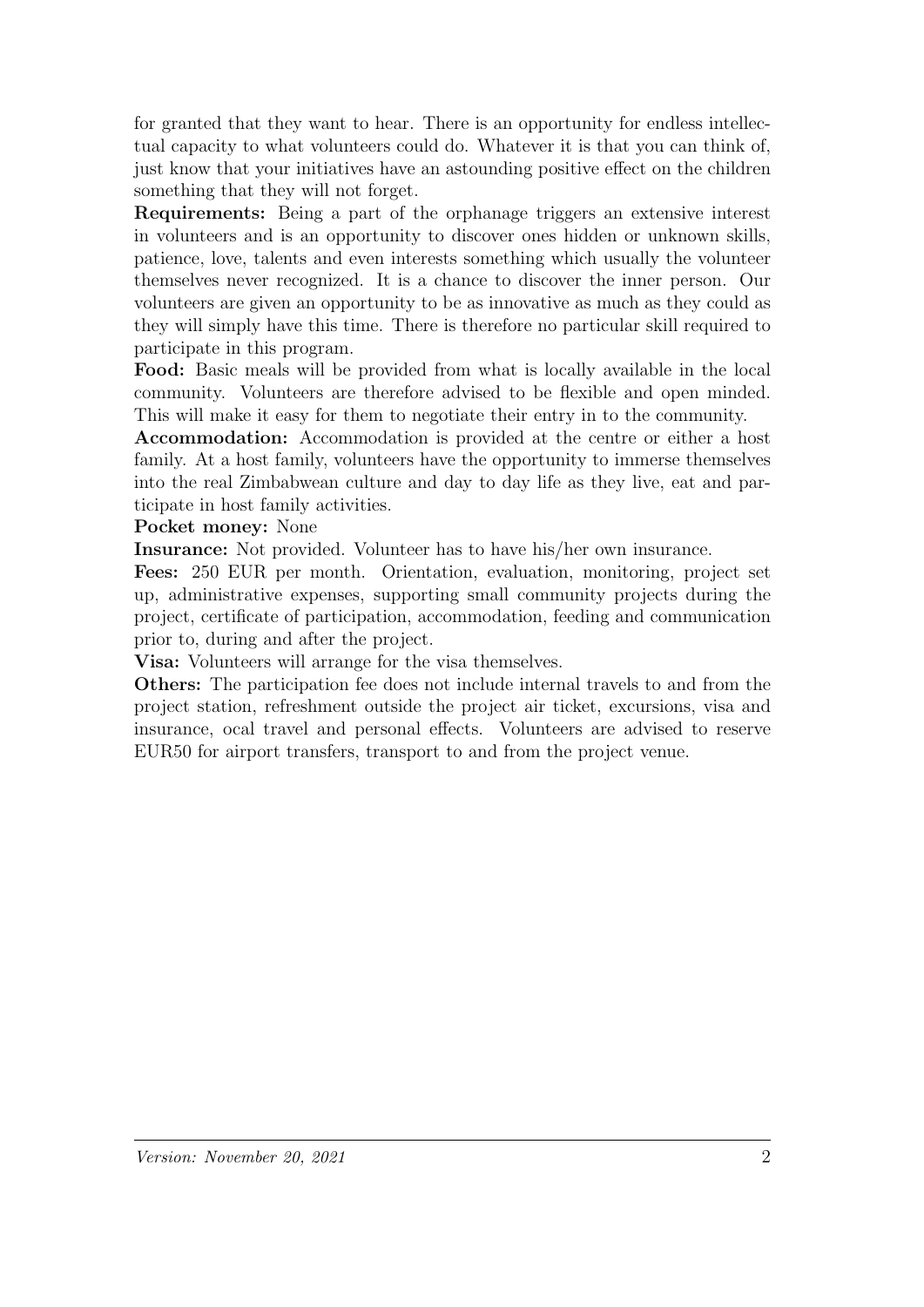for granted that they want to hear. There is an opportunity for endless intellectual capacity to what volunteers could do. Whatever it is that you can think of, just know that your initiatives have an astounding positive effect on the children something that they will not forget.

**Requirements:** Being a part of the orphanage triggers an extensive interest in volunteers and is an opportunity to discover ones hidden or unknown skills, patience, love, talents and even interests something which usually the volunteer themselves never recognized. It is a chance to discover the inner person. Our volunteers are given an opportunity to be as innovative as much as they could as they will simply have this time. There is therefore no particular skill required to participate in this program.

**Food:** Basic meals will be provided from what is locally available in the local community. Volunteers are therefore advised to be flexible and open minded. This will make it easy for them to negotiate their entry in to the community.

**Accommodation:** Accommodation is provided at the centre or either a host family. At a host family, volunteers have the opportunity to immerse themselves into the real Zimbabwean culture and day to day life as they live, eat and participate in host family activities.

**Pocket money:** None

**Insurance:** Not provided. Volunteer has to have his/her own insurance.

**Fees:** 250 EUR per month. Orientation, evaluation, monitoring, project set up, administrative expenses, supporting small community projects during the project, certificate of participation, accommodation, feeding and communication prior to, during and after the project.

**Visa:** Volunteers will arrange for the visa themselves.

**Others:** The participation fee does not include internal travels to and from the project station, refreshment outside the project air ticket, excursions, visa and insurance, ocal travel and personal effects. Volunteers are advised to reserve EUR50 for airport transfers, transport to and from the project venue.